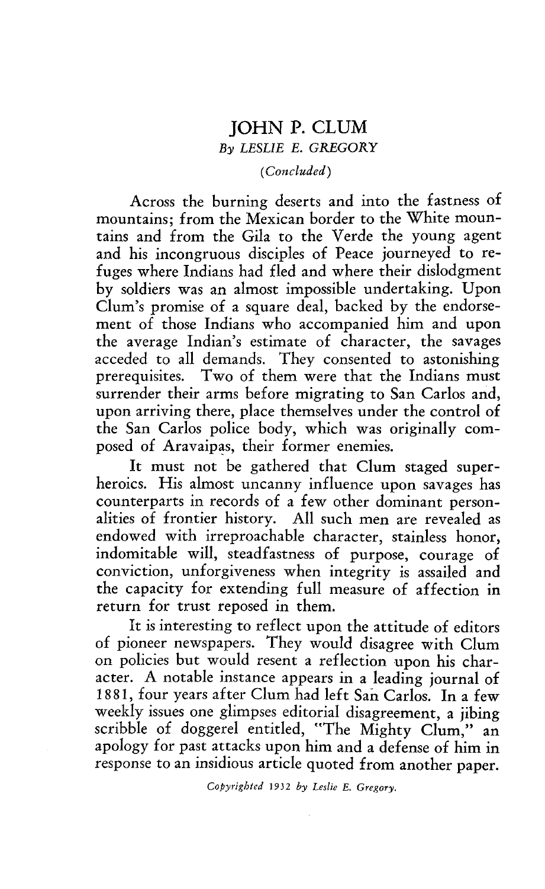# JOHN P. CLUM

*By LESLIE E. GREGORY*

*(Concluded)*

Across the burning deserts and into the fastness of mountains; from the Mexican border to the White mountains and from the Gila to the Verde the young agent and his incongruous disciples of Peace journeyed to refuges where Indians had fled and where their dislodgment by soldiers was an almost impossible undertaking. Upon Clum's promise of a square deal, backed by the endorsement of those Indians who accompanied him and upon the average Indian's estimate of character, the savages acceded to all demands. They consented to astonishing prerequisites. Two of them were that the Indians must surrender their arms before migrating to San Carlos and, upon arriving there, place themselves under the control of the San Carlos police body, which was originally composed of Aravaipas, their former enemies.

It must not be gathered that Clum staged superheroics. His almost uncanny influence upon savages has counterparts in records of a few other dominant personalities of frontier history. All such men are revealed as endowed with irreproachable character, stainless honor, indomitable will, steadfastness of purpose, courage of conviction, unforgiveness when integrity is assailed and the capacity for extending full measure of affection in return for trust reposed in them.

It is interesting to reflect upon the attitude of editors of pioneer newspapers. They would disagree with Clum on policies but would resent a reflection upon his character. A notable instance appears in a leading journal of 1881, four years after Clum had left San Carlos. In a few weekly issues one glimpses editorial disagreement, a jibing scribble of doggerel entitled, "The Mighty Clum," an apology for past attacks upon him and a defense of him in response to an insidious article quoted from another paper.

*Copyrighted 1932 by Leslie E. Gregory.*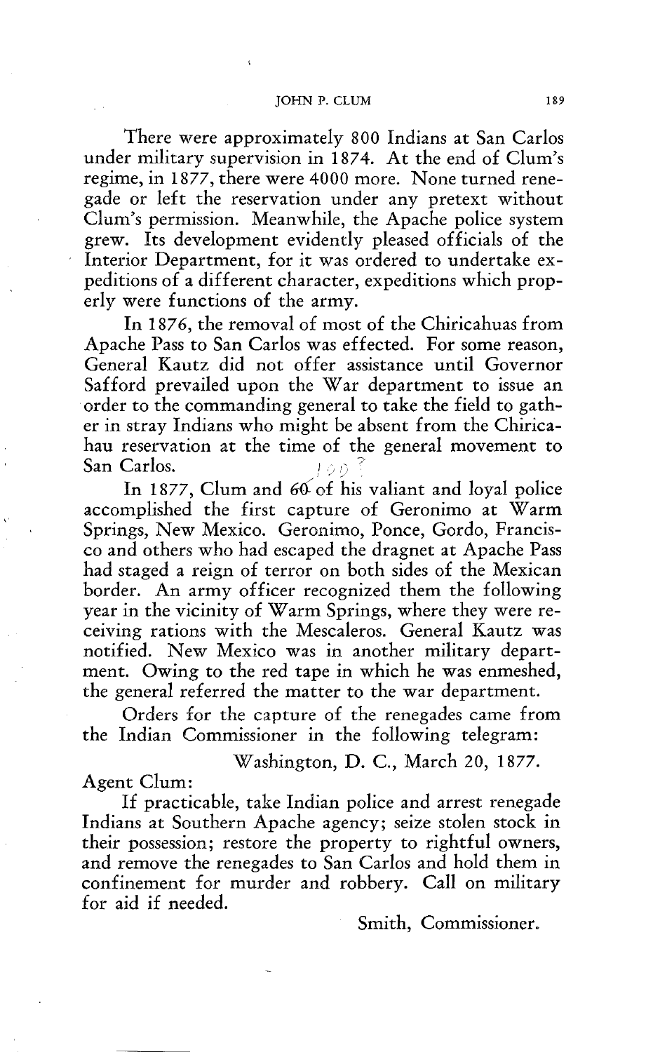There were approximately 800 Indians at San Carlos under military supervision in 1874. At the end of Clum's regime, in 1877, there were 4000 more. None turned renegade or left the reservation under any pretext without Clum's permission. Meanwhile, the Apache police system grew. Its development evidently pleased officials of the Interior Department, for it was ordered to undertake expeditions of a different character, expeditions which properly were functions of the army.

In 1876, the removal of most of the Chiricahuas from Apache Pass to San Carlos was effected. For some reason, General Kautz did not offer assistance until Governor Safford prevailed upon the War department to issue an order to the commanding general to take the field to gather in stray Indians who might be absent from the Chiricahau reservation at the time of the general movement to San Carlos.

In 1877, Clum and 60 of his valiant and loyal police accomplished the first capture of Geronimo at Warm Springs, New Mexico. Geronimo, Ponce, Gordo, Francisco and others who had escaped the dragnet at Apache Pass had staged a reign of terror on both sides of the Mexican border. An army officer recognized them the following year in the vicinity of Warm Springs, where they were receiving rations with the Mescaleros. General Kautz was notified. New Mexico was in another military department. Owing to the red tape in which he was enmeshed, the general referred the matter to the war department.

Orders for the capture of the renegades came from the Indian Commissioner in the following telegram:

Washington, D. C., March 20, 1877.

Agent Clum:

If practicable, take Indian police and arrest renegade Indians at Southern Apache agency; seize stolen stock in their possession; restore the property to rightful owners, and remove the renegades to San Carlos and hold them in confinement for murder and robbery. Call on military for aid if needed.

Smith, Commissioner.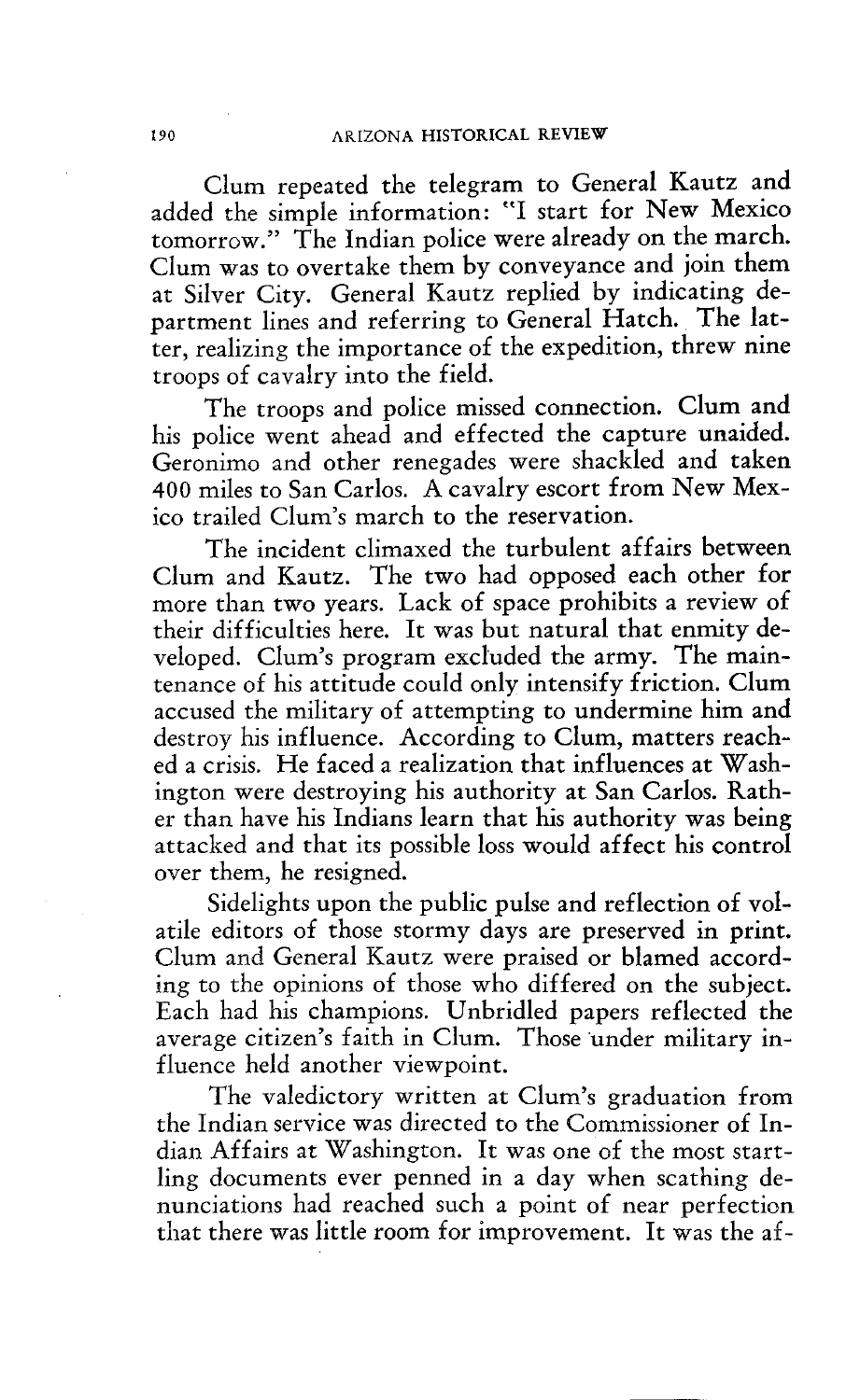Clum repeated the telegram to General Kautz and added the simple information: "I start for New Mexico tomorrow." The Indian police were already on the march. Clum was to overtake them by conveyance and join them at Silver City. General Kautz replied by indicating department lines and referring to General Hatch. The latter, realizing the importance of the expedition, threw nine troops of cavalry into the field.

The troops and police missed connection. Clum and his police went ahead and effected the capture unaided. Geronimo and other renegades were shackled and taken 400 miles to San Carlos. A cavalry escort from New Mexico trailed Clum's march to the reservation.

The incident climaxed the turbulent affairs between Clum and Kautz. The two had opposed each other for more than two years. Lack of space prohibits a review of their difficulties here. It was but natural that enmity developed. Clum's program excluded the army. The maintenance of his attitude could only intensify friction. Clum accused the military of attempting to undermine him and destroy his influence. According to Clum, matters reached a crisis. He faced a realization that influences at Washington were destroying his authority at San Carlos. Rather than have his Indians learn that his authority was being attacked and that its possible loss would affect his control over them, he resigned.

Sidelights upon the public pulse and reflection of volatile editors of those stormy days are preserved in print. Clum and General Kautz were praised or blamed according to the opinions of those who differed on the subject. Each had his champions. Unbridled papers reflected the average citizen's faith in Clum. Those under military influence held another viewpoint.

The valedictory written at Clum's graduation from the Indian service was directed to the Commissioner of Indian Affairs at Washington. It was one of the most startling documents ever penned in a day when scathing denunciations had reached such a point of near perfection that there was little room for improvement. It was the af-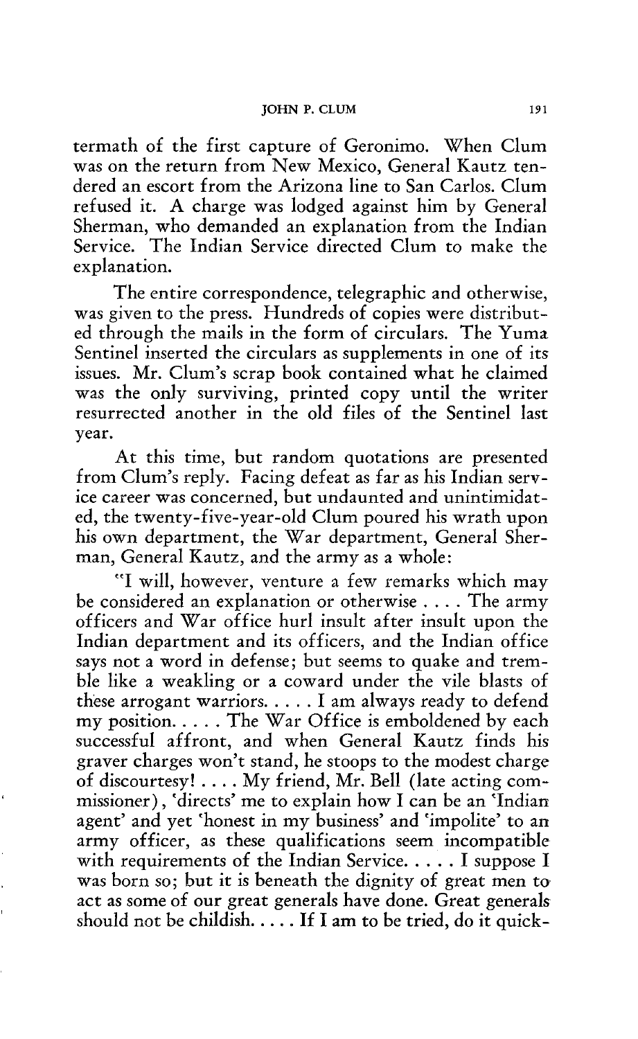termath of the first capture of Geronimo. When Clum was on the return from New Mexico, General Kautz tendered an escort from the Arizona line to San Carlos. Clum refused it. A charge was lodged against him by General Sherman, who demanded an explanation from the Indian Service. The Indian Service directed Clum to make the explanation.

The entire correspondence, telegraphic and otherwise, was given to the press. Hundreds of copies were distributed through the mails in the form of circulars. The Yuma Sentinel inserted the circulars as supplements in one of its issues. Mr. Clum's scrap book contained what he claimed was the only surviving, printed copy until the writer resurrected another in the old files of the Sentinel last year.

At this time, but random quotations are presented from Clum's reply. Facing defeat as far as his Indian service career was concerned, but undaunted and unintimidated, the twenty-five-year-old Clum poured his wrath upon his own department, the War department, General Sherman, General Kautz, and the army as a whole:

"I will, however, venture a few remarks which may be considered an explanation or otherwise . . . . The army officers and War office hurl insult after insult upon the Indian department and its officers, and the Indian office says not a word in defense; but seems to quake and tremble like a weakling or a coward under the vile blasts of these arrogant warriors. . . . . I am always ready to defend my position. . . . . The War Office is emboldened by each successful affront, and when General Kautz finds his graver charges won't stand, he stoops to the modest charge of discourtesy! . . . . My friend, Mr. Bell (late acting commissioner), 'directs' me to explain how I can be an 'Indian agent' and yet 'honest in my business' and 'impolite' to an army officer, as these qualifications seem incompatible with requirements of the Indian Service. . . . . I suppose I was born so; but it is beneath the dignity of great men to act as some of our great generals have done. Great generals should not be childish. . . . . If I am to be tried, do it quick-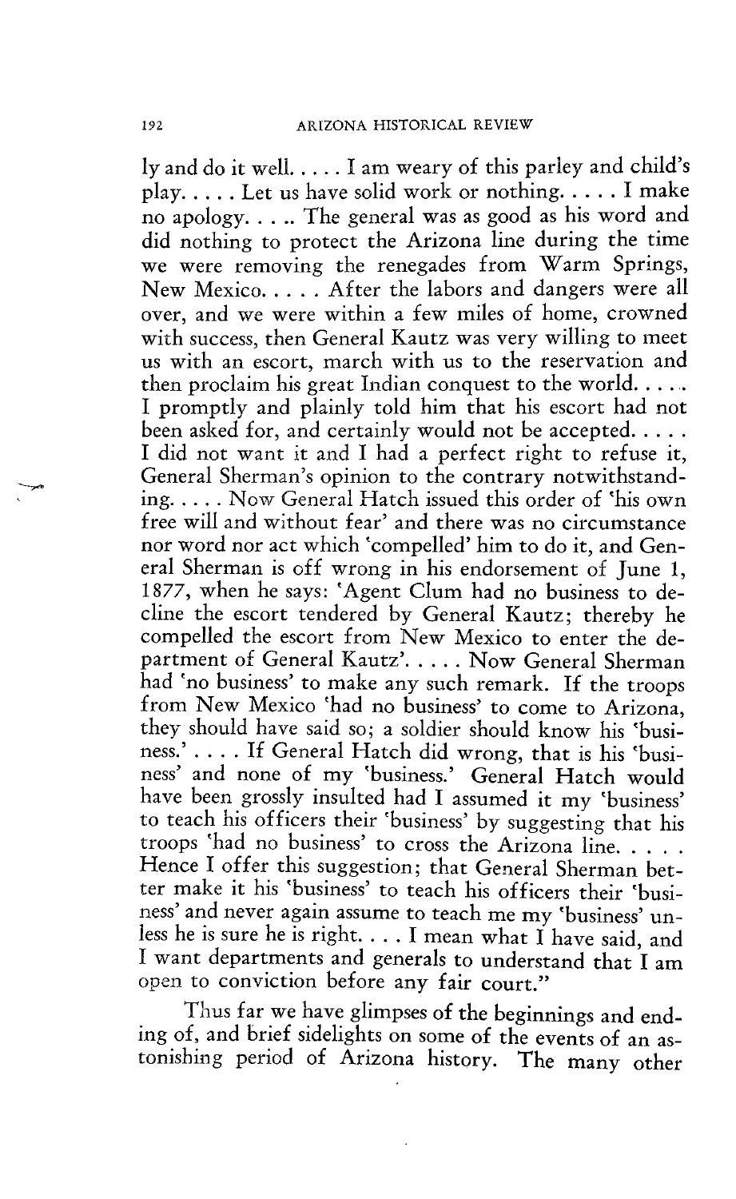ly and do it well. . . . . I am weary of this parley and child's play. . . . . Let us have solid work or nothing. . . . . I make no apology. . . .. The general was as good as his word and did nothing to protect the Arizona line during the time we were removing the renegades from Warm Springs, New Mexico. . . . . After the labors and dangers were all over, and we were within a few miles of home, crowned with success, then General Kautz was very willing to meet us with an escort, march with us to the reservation and then proclaim his great Indian conquest to the world. . . .. I promptly and plainly told him that his escort had not been asked for, and certainly would not be accepted. . . . . I did not want it and I had a perfect right to refuse it, General Sherman's opinion to the contrary notwithstanding. . . . . Now General Hatch issued this order of 'his own free will and without fear' and there was no circumstance nor word nor act which 'compelled' him to do it, and General Sherman is off wrong in his endorsement of June 1, 1877, when he says: 'Agent Clum had no business to decline the escort tendered by General Kautz; thereby he compelled the escort from New Mexico to enter the department of General Kautz'. . . . . Now General Sherman had 'no business' to make any such remark. If the troops from New Mexico 'had no business' to come to Arizona, they should have said so; a soldier should know his 'business.' . . . . If General Hatch did wrong, that is his 'business' and none of my 'business.' General Hatch would have been grossly insulted had I assumed it my 'business' to teach his officers their 'business' by suggesting that his troops 'had no business' to cross the Arizona line. . . . . Hence I offer this suggestion; that General Sherman better make it his 'business' to teach his officers their 'business' and never again assume to teach me my 'business' unless he is sure he is right. . . . I mean what I have said, and I want departments and generals to understand that I am open to conviction before any fair court."

Thus far we have glimpses of the beginnings and ending of, and brief sidelights on some of the events of an astonishing period of Arizona history. The many other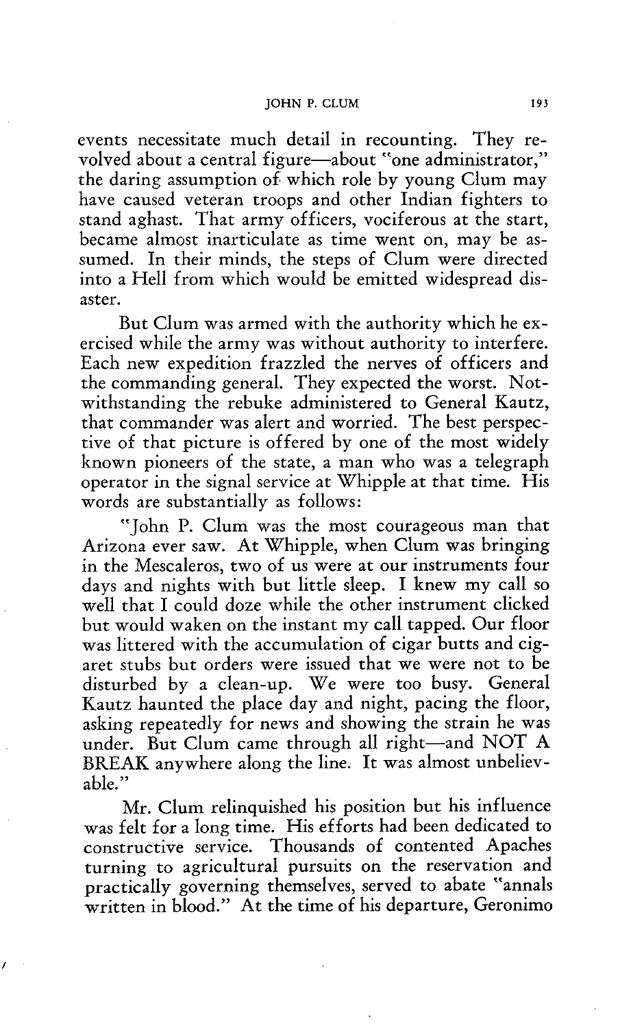events necessitate much detail in recounting. They revolved about a central figure—about "one administrator," the daring assumption of which role by young Clum may have caused veteran troops and other Indian fighters to stand aghast. That army officers, vociferous at the start, became almost inarticulate as time went on, may be assumed. In their minds, the steps of Clum were directed into a Hell from which would be emitted widespread disaster.

But Clum was armed with the authority which he exercised while the army was without authority to interfere. Each new expedition frazzled the nerves of officers and the commanding general. They expected the worst. Notwithstanding the rebuke administered to General Kautz, that commander was alert and worried. The best perspective of that picture is offered by one of the most widely known pioneers of the state, a man who was a telegraph operator in the signal service at Whipple at that time. His words are substantially as follows:

"John P. Clum was the most courageous man that Arizona ever saw. At Whipple, when Clum was bringing in the Mescaleros, two of us were at our instruments four days and nights with but little sleep. I knew my call so well that I could doze while the other instrument clicked but would waken on the instant my call tapped. Our floor was littered with the accumulation of cigar butts and cigaret stubs but orders were issued that we were not to be disturbed by a clean-up. We were too busy. General Kautz haunted the place day and night, pacing the floor, asking repeatedly for news and showing the strain he was under. But Clum came through all right—and NOT A BREAK anywhere along the line. It was almost unbelievable."

Mr. Clum relinquished his position but his influence was felt for a long time. His efforts had been dedicated to constructive service. Thousands of contented Apaches turning to agricultural pursuits on the reservation and practically governing themselves, served to abate "annals written in blood." At the time of his departure, Geronimo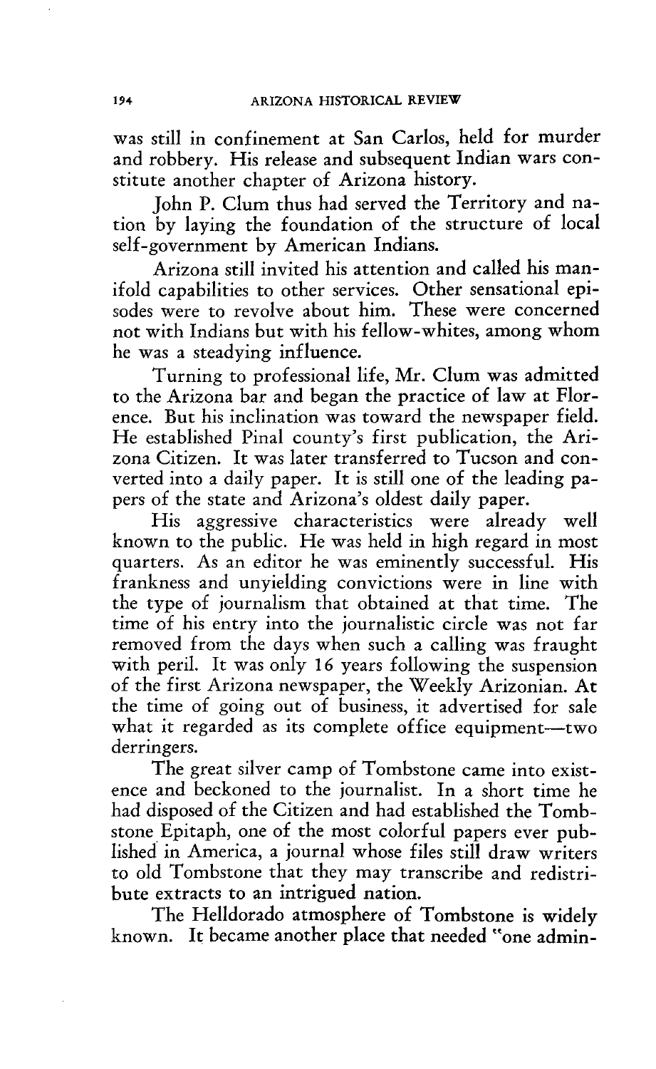was still in confinement at San Carlos, held for murder and robbery. His release and subsequent Indian wars constitute another chapter of Arizona history.

John P. Clum thus had served the Territory and nation by laying the foundation of the structure of local self-government by American Indians.

Arizona still invited his attention and called his manifold capabilities to other services. Other sensational episodes were to revolve about him. These were concerned not with Indians but with his fellow-whites, among whom he was a steadying influence.

Turning to professional life, Mr. Clum was admitted to the Arizona bar and began the practice of law at Florence. But his inclination was toward the newspaper field. He established Pinal county's first publication, the Arizona Citizen. It was later transferred to Tucson and converted into a daily paper. It is still one of the leading papers of the state and Arizona's oldest daily paper.

His aggressive characteristics were already well known to the public. He was held in high regard in most quarters. As an editor he was eminently successful. His frankness and unyielding convictions were in line with the type of journalism that obtained at that time. The time of his entry into the journalistic circle was not far removed from the days when such a calling was fraught with peril. It was only 16 years following the suspension of the first Arizona newspaper, the Weekly Arizonian. At the time of going out of business, it advertised for sale what it regarded as its complete office equipment—two derringers.

The great silver camp of Tombstone came into existence and beckoned to the journalist. In a short time he had disposed of the Citizen and had established the Tombstone Epitaph, one of the most colorful papers ever published in America, a journal whose files still draw writers to old Tombstone that they may transcribe and redistribute extracts to an intrigued nation.

The Helldorado atmosphere of Tombstone is widely known. It became another place that needed "one admin-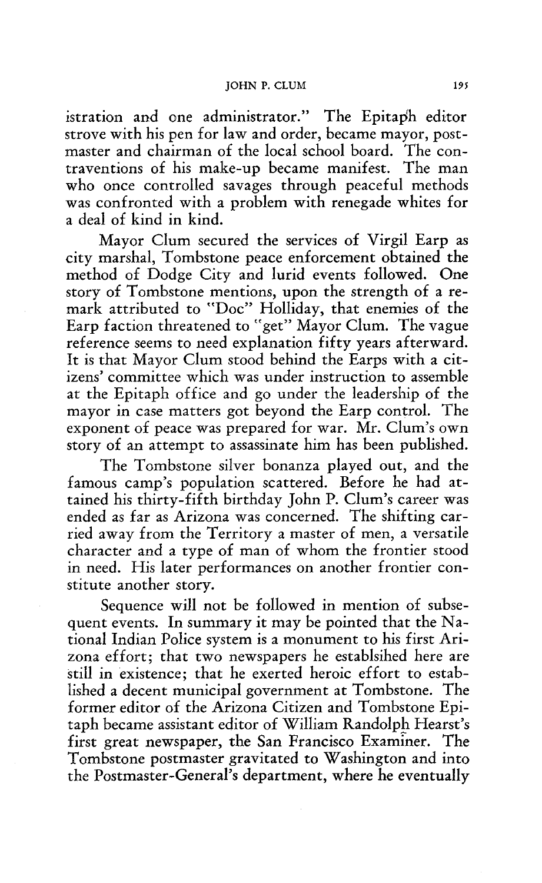istration and one administrator." The Epitaph editor strove with his pen for law and order, became mayor, postmaster and chairman of the local school board. The contraventions of his make-up became manifest. The man who once controlled savages through peaceful methods was confronted with a problem with renegade whites for a deal of kind in kind.

Mayor Clum secured the services of Virgil Earp as city marshal, Tombstone peace enforcement obtained the method of Dodge City and lurid events followed. One story of Tombstone mentions, upon the strength of a remark attributed to "Doc" Holliday, that enemies of the Earp faction threatened to "get" Mayor Clum. The vague reference seems to need explanation fifty years afterward. It is that Mayor Clum stood behind the Earps with a citizens' committee which was under instruction to assemble at the Epitaph office and go under the leadership of the mayor in case matters got beyond the Earp control. The exponent of peace was prepared for war. Mr. Clum's own story of an attempt to assassinate him has been published.

The Tombstone silver bonanza played out, and the famous camp's population scattered. Before he had attained his thirty-fifth birthday John P. Clum's career was ended as far as Arizona was concerned. The shifting carried away from the Territory a master of men, a versatile character and a type of man of whom the frontier stood in need. His later performances on another frontier constitute another story.

Sequence will not be followed in mention of subsequent events. In summary it may be pointed that the National Indian Police system is a monument to his first Arizona effort; that two newspapers he establsihed here are still in existence; that he exerted heroic effort to established a decent municipal government at Tombstone. The former editor of the Arizona Citizen and Tombstone Epitaph became assistant editor of William Randolph Hearst's first great newspaper, the San Francisco Examiner. The Tombstone postmaster gravitated to Washington and into the Postmaster-General's department, where he eventually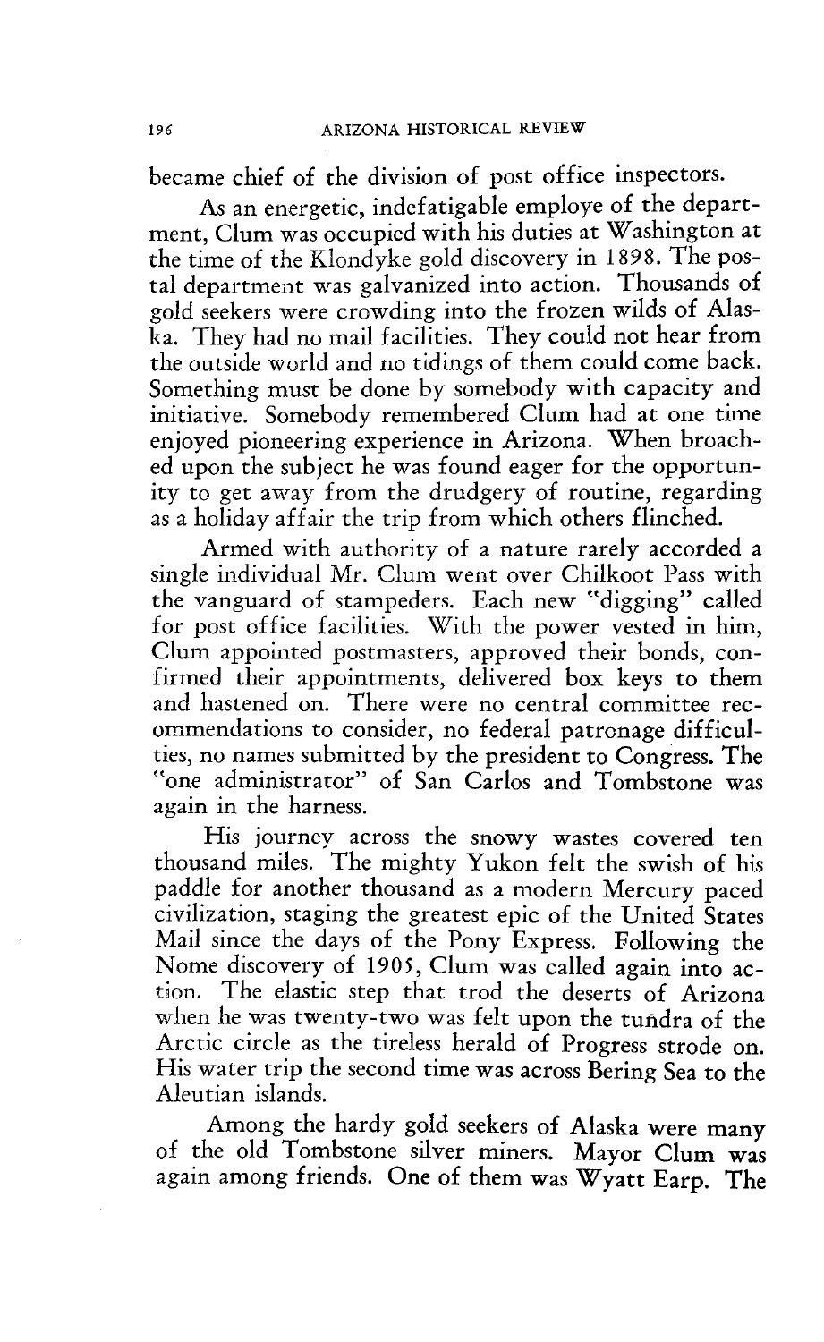became chief of the division of post office inspectors.

As an energetic, indefatigable employe of the department, Clum was occupied with his duties at Washington at the time of the Klondyke gold discovery in 1898. The postal department was galvanized into action. Thousands of gold seekers were crowding into the frozen wilds of Alaska. They had no mail facilities. They could not hear from the outside world and no tidings of them could come back. Something must be done by somebody with capacity and initiative. Somebody remembered Clum had at one time enjoyed pioneering experience in Arizona. When broached upon the subject he was found eager for the opportunity to get away from the drudgery of routine, regarding as a holiday affair the trip from which others flinched.

Armed with authority of a nature rarely accorded a single individual Mr. Clum went over Chilkoot Pass with the vanguard of stampeders. Each new "digging" called for post office facilities. With the power vested in him, Clum appointed postmasters, approved their bonds, confirmed their appointments, delivered box keys to them and hastened on. There were no central committee recommendations to consider, no federal patronage difficulties, no names submitted by the president to Congress. The "one administrator" of San Carlos and Tombstone was again in the harness.

His journey across the snowy wastes covered ten thousand miles. The mighty Yukon felt the swish of his paddle for another thousand as a modern Mercury paced civilization, staging the greatest epic of the United States Mail since the days of the Pony Express. Following the Nome discovery of 1905, Clum was called again into action. The elastic step that trod the deserts of Arizona when he was twenty-two was felt upon the tundra of the Arctic circle as the tireless herald of Progress strode on. His water trip the second time was across Bering Sea to the Aleutian islands.

Among the hardy gold seekers of Alaska were many of the old Tombstone silver miners. Mayor Clum was again among friends. One of them was Wyatt Earp. The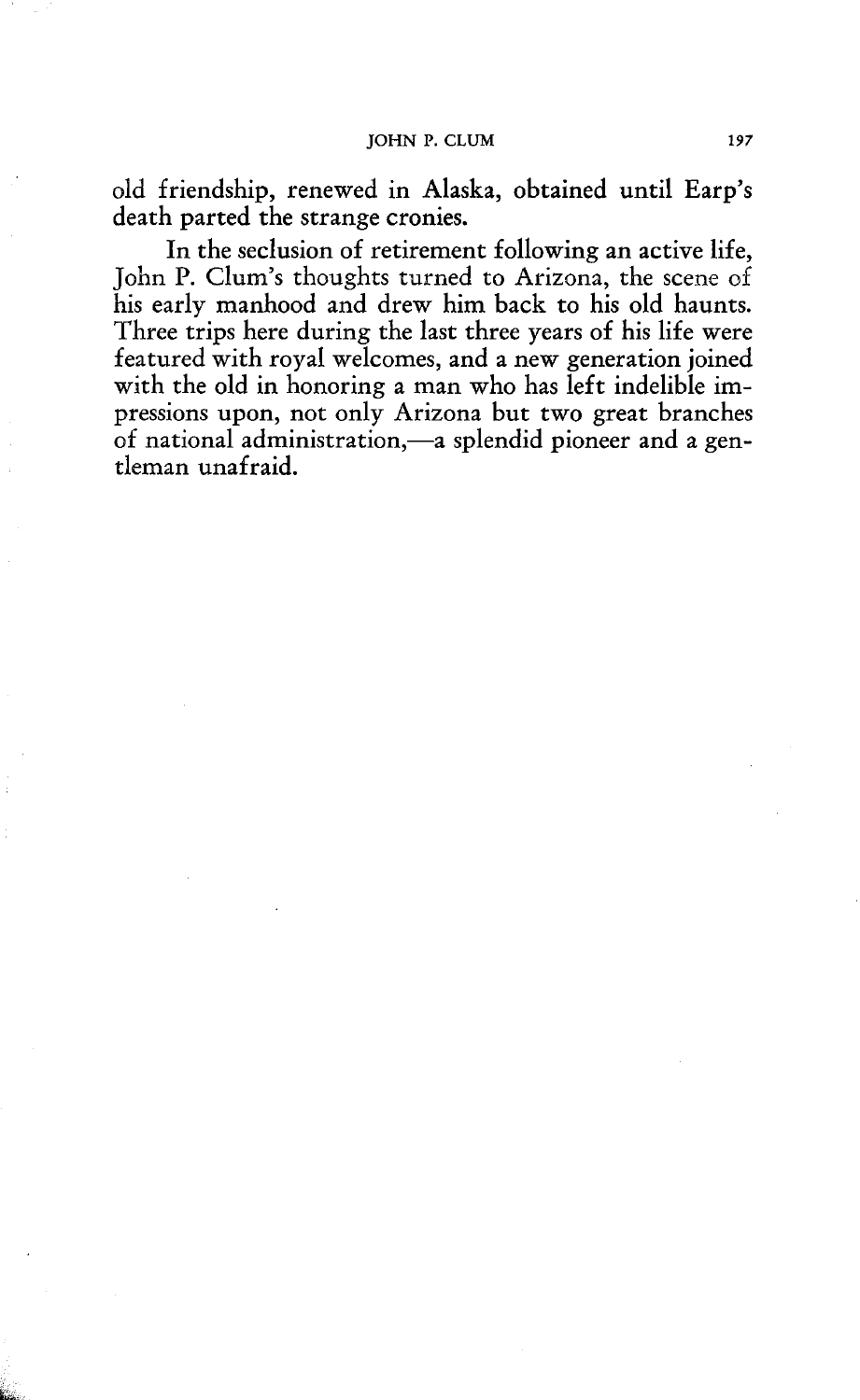old friendship, renewed in Alaska, obtained until Earp's death parted the strange cronies.

In the seclusion of retirement following an active life, John P. Clum's thoughts turned to Arizona, the scene of his early manhood and drew him back to his old haunts. Three trips here during the last three years of his life were featured with royal welcomes, and a new generation joined with the old in honoring a man who has left indelible impressions upon, not only Arizona but two great branches of national administration,—a splendid pioneer and a gentleman unafraid.